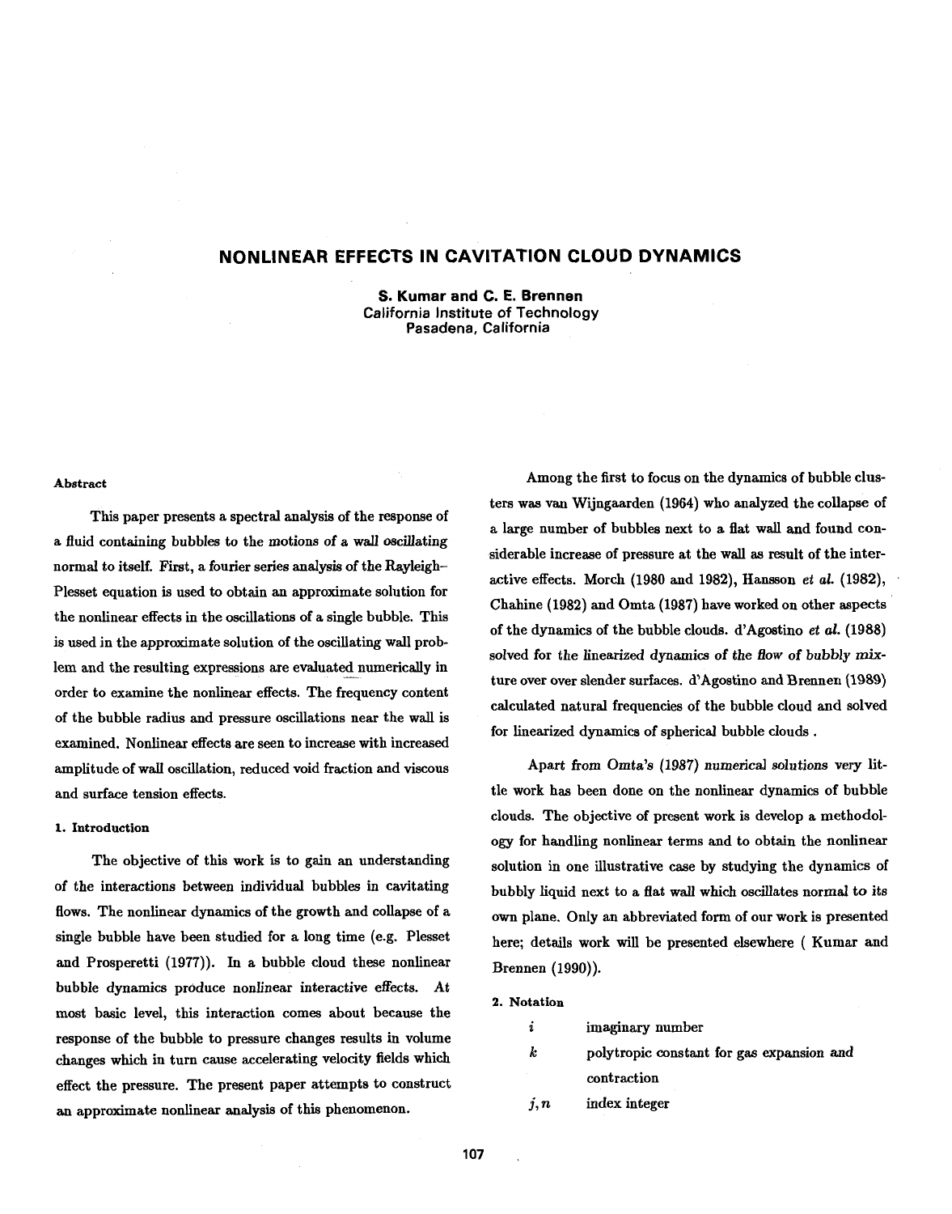# NONLINEAR EFFECTS IN CAVITATION CLOUD DYNAMICS

**S. Kumar and C. E. Brennen**
California Institute of Technology
Pasadena, California

#### Abstract

This paper presents a spectral analysis of the response of a fluid containing bubbles to the motions of a wall oscillating normal to itself. First, a fourier series analysis of the Rayleigh–Plesset equation is used to obtain an approximate solution for the nonlinear effects in the oscillations of a single bubble. This is used in the approximate solution of the oscillating wall problem and the resulting expressions are evaluated numerically in order to examine the nonlinear effects. The frequency content of the bubble radius and pressure oscillations near the wall is examined. Nonlinear effects are seen to increase with increased amplitude of wall oscillation, reduced void fraction and viscous and surface tension effects.

#### 1. Introduction

The objective of this work is to gain an understanding of the interactions between individual bubbles in cavitating flows. The nonlinear dynamics of the growth and collapse of a single bubble have been studied for a long time (e.g. Plesset and Prosperetti (1977)). In a bubble cloud these nonlinear bubble dynamics produce nonlinear interactive effects. At most basic level, this interaction comes about because the response of the bubble to pressure changes results in volume changes which in turn cause accelerating velocity fields which effect the pressure. The present paper attempts to construct an approximate nonlinear analysis of this phenomenon.

Among the first to focus on the dynamics of bubble clusters was van Wijngaarden (1964) who analyzed the collapse of a large number of bubbles next to a flat wall and found considerable increase of pressure at the wall as result of the interactive effects. Morch (1980 and 1982), Hansson *et al.* (1982), Chahine (1982) and Omta (1987) have worked on other aspects of the dynamics of the bubble clouds. d'Agostino *et al.* (1988) solved for the linearized dynamics of the flow of bubbly mixture over over slender surfaces. d'Agostino and Brennen (1989) calculated natural frequencies of the bubble cloud and solved for linearized dynamics of spherical bubble clouds .

Apart from Omta's (1987) numerical solutions very little work has been done on the nonlinear dynamics of bubble clouds. The objective of present work is develop a methodology for handling nonlinear terms and to obtain the nonlinear solution in one illustrative case by studying the dynamics of bubbly liquid next to a flat wall which oscillates normal to its own plane. Only an abbreviated form of our work is presented here; details work will be presented elsewhere ( Kumar and Brennen (1990)).

#### 2. Notation

| | |
|---|---|
| $i$ | imaginary number |
| $k$ | polytropic constant for gas expansion and contraction |
| $j, n$ | index integer |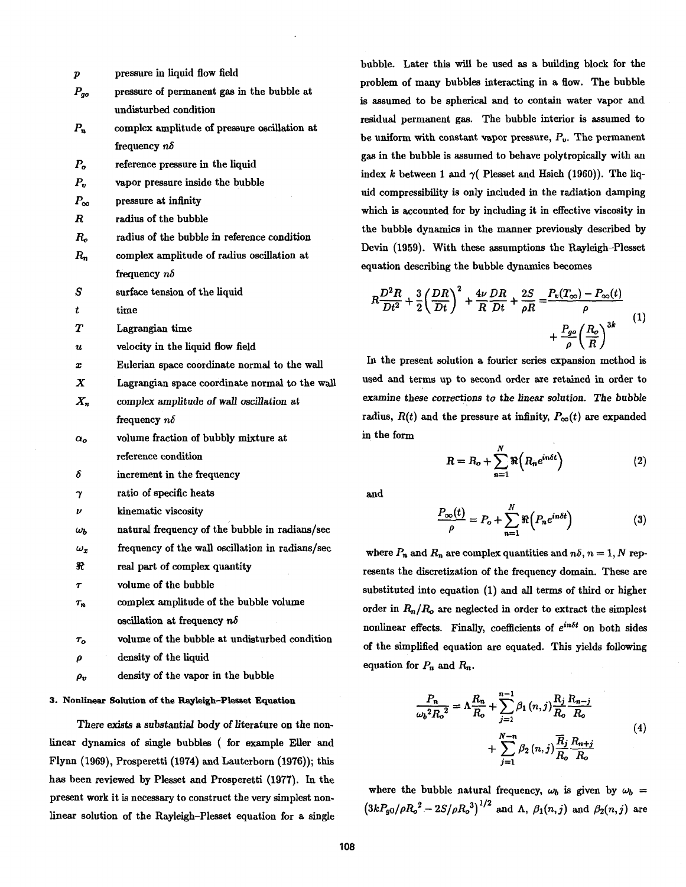| | |
|---|---|
| $p$ | pressure in liquid flow field |
| $P_{go}$ | pressure of permanent gas in the bubble at undisturbed condition |
| $P_n$ | complex amplitude of pressure oscillation at frequency $n\delta$ |
| $P_o$ | reference pressure in the liquid |
| $P_v$ | vapor pressure inside the bubble |
| $P_\infty$ | pressure at infinity |
| $R$ | radius of the bubble |
| $R_o$ | radius of the bubble in reference condition |
| $R_n$ | complex amplitude of radius oscillation at frequency $n\delta$ |
| $S$ | surface tension of the liquid |
| $t$ | time |
| $T$ | Lagrangian time |
| $u$ | velocity in the liquid flow field |
| $x$ | Eulerian space coordinate normal to the wall |
| $X$ | Lagrangian space coordinate normal to the wall |
| $X_n$ | complex amplitude of wall oscillation at frequency $n\delta$ |
| $\alpha_o$ | volume fraction of bubbly mixture at reference condition |
| $\delta$ | increment in the frequency |
| $\gamma$ | ratio of specific heats |
| $\nu$ | kinematic viscosity |
| $\omega_b$ | natural frequency of the bubble in radians/sec |
| $\omega_x$ | frequency of the wall oscillation in radians/sec |
| $\Re$ | real part of complex quantity |
| $\tau$ | volume of the bubble |
| $\tau_n$ | complex amplitude of the bubble volume oscillation at frequency $n\delta$ |
| $\tau_o$ | volume of the bubble at undisturbed condition |
| $\rho$ | density of the liquid |
| $\rho_v$ | density of the vapor in the bubble |

### 3. Nonlinear Solution of the Rayleigh–Plesset Equation

There exists a substantial body of literature on the nonlinear dynamics of single bubbles ( for example Eller and Flynn (1969), Prosperetti (1974) and Lauterborn (1976)); this has been reviewed by Plesset and Prosperetti (1977). In the present work it is necessary to construct the very simplest nonlinear solution of the Rayleigh–Plesset equation for a single bubble. Later this will be used as a building block for the problem of many bubbles interacting in a flow. The bubble is assumed to be spherical and to contain water vapor and residual permanent gas. The bubble interior is assumed to be uniform with constant vapor pressure, $P_v$. The permanent gas in the bubble is assumed to behave polytropically with an index $k$ between 1 and $\gamma$( Plesset and Hsieh (1960)). The liquid compressibility is only included in the radiation damping which is accounted for by including it in effective viscosity in the bubble dynamics in the manner previously described by Devin (1959). With these assumptions the Rayleigh–Plesset equation describing the bubble dynamics becomes

$$R\frac{D^2R}{Dt^2} + \frac{3}{2}\left(\frac{DR}{Dt}\right)^2 + \frac{4\nu}{R}\frac{DR}{Dt} + \frac{2S}{\rho R} = \frac{P_v(T_\infty) - P_\infty(t)}{\rho} + \frac{P_{go}}{\rho}\left(\frac{R_o}{R}\right)^{3k} \tag{1}$$

In the present solution a fourier series expansion method is used and terms up to second order are retained in order to examine these corrections to the linear solution. The bubble radius, $R(t)$ and the pressure at infinity, $P_\infty(t)$ are expanded in the form

$$R = R_o + \sum_{n=1}^{N} \Re\left(R_n e^{in\delta t}\right) \tag{2}$$

and

$$\frac{P_\infty(t)}{\rho} = P_o + \sum_{n=1}^{N} \Re\left(P_n e^{in\delta t}\right) \tag{3}$$

where $P_n$ and $R_n$ are complex quantities and $n\delta$, $n = 1, N$ represents the discretization of the frequency domain. These are substituted into equation (1) and all terms of third or higher order in $R_n/R_o$ are neglected in order to extract the simplest nonlinear effects. Finally, coefficients of $e^{in\delta t}$ on both sides of the simplified equation are equated. This yields following equation for $P_n$ and $R_n$.

$$\frac{P_n}{{\omega_b}^2{R_o}^2} = \Lambda\frac{R_n}{R_o} + \sum_{j=1}^{n-1}\beta_1(n,j)\frac{R_j}{R_o}\frac{R_{n-j}}{R_o} + \sum_{j=1}^{N-n}\beta_2(n,j)\frac{\overline{R}_j}{R_o}\frac{R_{n+j}}{R_o} \tag{4}$$

where the bubble natural frequency, $\omega_b$ is given by $\omega_b = \left(3kP_{g0}/\rho{R_o}^2 - 2S/\rho{R_o}^3\right)^{1/2}$ and $\Lambda$, $\beta_1(n,j)$ and $\beta_2(n,j)$ are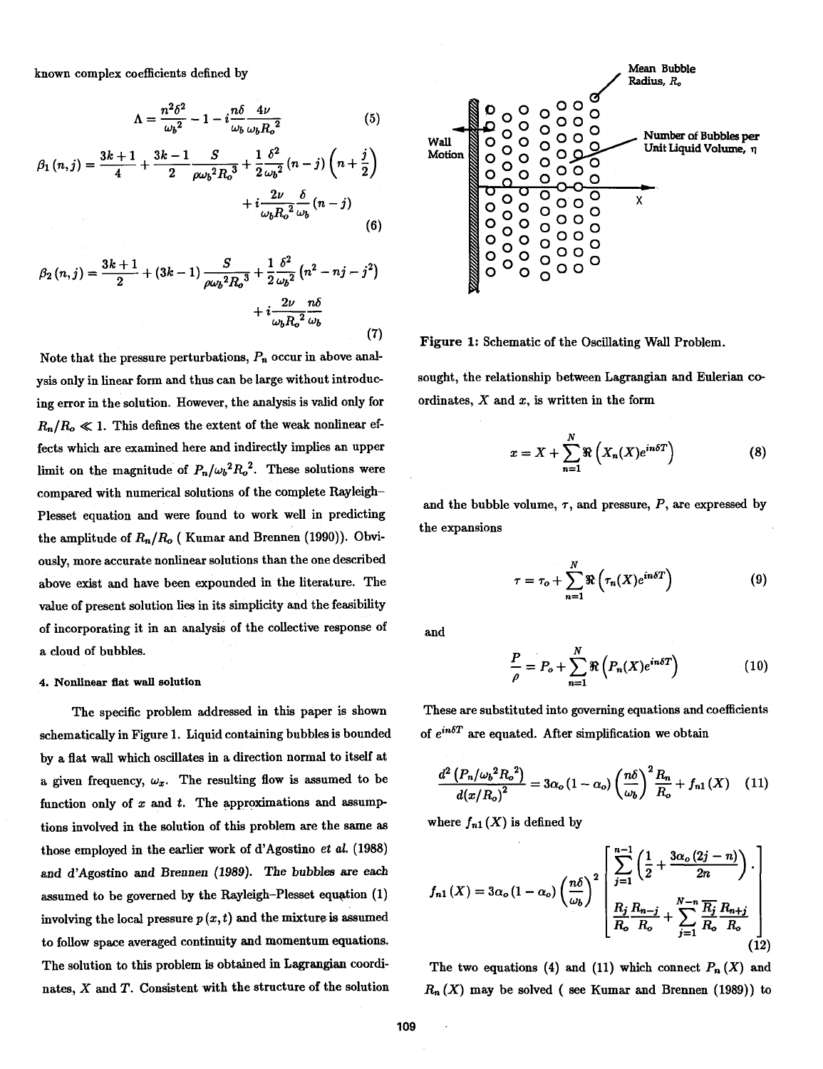known complex coefficients defined by

$$\Lambda = \frac{n^2\delta^2}{\omega_b{}^2} - 1 - i\frac{n\delta}{\omega_b}\frac{4\nu}{\omega_b R_o{}^2} \tag{5}$$

$$\beta_1(n,j) = \frac{3k+1}{4} + \frac{3k-1}{2}\frac{S}{\rho\omega_b{}^2 R_o{}^3} + \frac{1}{2}\frac{\delta^2}{\omega_b{}^2}(n-j)\left(n+\frac{j}{2}\right) + i\frac{2\nu}{\omega_b R_o{}^2}\frac{\delta}{\omega_b}(n-j) \tag{6}$$

$$\beta_2(n,j) = \frac{3k+1}{2} + (3k-1)\frac{S}{\rho\omega_b{}^2 R_o{}^3} + \frac{1}{2}\frac{\delta^2}{\omega_b{}^2}\left(n^2 - nj - j^2\right) + i\frac{2\nu}{\omega_b R_o{}^2}\frac{n\delta}{\omega_b} \tag{7}$$

Note that the pressure perturbations, $P_n$ occur in above analysis only in linear form and thus can be large without introducing error in the solution. However, the analysis is valid only for $R_n/R_o \ll 1$. This defines the extent of the weak nonlinear effects which are examined here and indirectly implies an upper limit on the magnitude of $P_n/\omega_b{}^2 R_o{}^2$. These solutions were compared with numerical solutions of the complete Rayleigh–Plesset equation and were found to work well in predicting the amplitude of $R_n/R_o$ ( Kumar and Brennen (1990)). Obviously, more accurate nonlinear solutions than the one described above exist and have been expounded in the literature. The value of present solution lies in its simplicity and the feasibility of incorporating it in an analysis of the collective response of a cloud of bubbles.

#### 4. Nonlinear flat wall solution

The specific problem addressed in this paper is shown schematically in Figure 1. Liquid containing bubbles is bounded by a flat wall which oscillates in a direction normal to itself at a given frequency, $\omega_x$. The resulting flow is assumed to be function only of $x$ and $t$. The approximations and assumptions involved in the solution of this problem are the same as those employed in the earlier work of d'Agostino *et al.* (1988) and d'Agostino and Brennen (1989). The bubbles are each assumed to be governed by the Rayleigh–Plesset equation (1) involving the local pressure $p(x,t)$ and the mixture is assumed to follow space averaged continuity and momentum equations. The solution to this problem is obtained in Lagrangian coordinates, $X$ and $T$. Consistent with the structure of the solution

Mean Bubble Radius, $R_o$

Wall Motion

Number of Bubbles per Unit Liquid Volume, $\eta$

X

Figure 1: Schematic of the Oscillating Wall Problem.

sought, the relationship between Lagrangian and Eulerian coordinates, $X$ and $x$, is written in the form

$$x = X + \sum_{n=1}^{N} \Re\left(X_n(X)e^{in\delta T}\right) \tag{8}$$

and the bubble volume, $\tau$, and pressure, $P$, are expressed by the expansions

$$\tau = \tau_o + \sum_{n=1}^{N} \Re\left(\tau_n(X)e^{in\delta T}\right) \tag{9}$$

and

$$\frac{P}{\rho} = P_o + \sum_{n=1}^{N} \Re\left(P_n(X)e^{in\delta T}\right) \tag{10}$$

These are substituted into governing equations and coefficients of $e^{in\delta T}$ are equated. After simplification we obtain

$$\frac{d^2\left(P_n/\omega_b{}^2 R_o{}^2\right)}{d(x/R_o)^2} = 3\alpha_o(1-\alpha_o)\left(\frac{n\delta}{\omega_b}\right)^2 \frac{R_n}{R_o} + f_{n1}(X) \tag{11}$$

where $f_{n1}(X)$ is defined by

$$f_{n1}(X) = 3\alpha_o(1-\alpha_o)\left(\frac{n\delta}{\omega_b}\right)^2 \left[\sum_{j=1}^{n-1}\left(\frac{1}{2} + \frac{3\alpha_o(2j-n)}{2n}\right)\cdot \frac{R_j}{R_o}\frac{R_{n-j}}{R_o} + \sum_{j=1}^{N-n}\frac{\overline{R_j}}{R_o}\frac{R_{n+j}}{R_o}\right] \tag{12}$$

The two equations (4) and (11) which connect $P_n(X)$ and $R_n(X)$ may be solved ( see Kumar and Brennen (1989)) to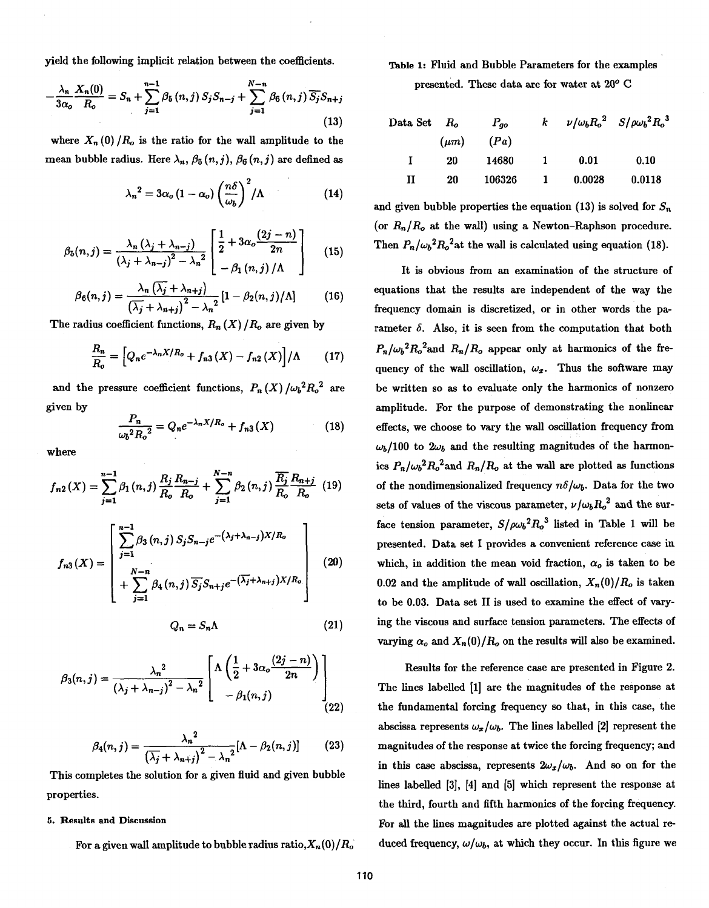yield the following implicit relation between the coefficients.

$$-\frac{\lambda_n}{3\alpha_o}\frac{X_n(0)}{R_o} = S_n + \sum_{j=1}^{n-1}\beta_5(n,j)\,S_j S_{n-j} + \sum_{j=1}^{N-n}\beta_6(n,j)\,\overline{S_j}S_{n+j} \tag{13}$$

where $X_n(0)/R_o$ is the ratio for the wall amplitude to the mean bubble radius. Here $\lambda_n$, $\beta_5(n,j)$, $\beta_6(n,j)$ are defined as

$$\lambda_n{}^2 = 3\alpha_o(1-\alpha_o)\left(\frac{n\delta}{\omega_b}\right)^2/\Lambda \tag{14}$$

$$\beta_5(n,j) = \frac{\lambda_n(\lambda_j+\lambda_{n-j})}{(\lambda_j+\lambda_{n-j})^2-\lambda_n{}^2}\left[\begin{array}{c}\frac{1}{2}+3\alpha_o\frac{(2j-n)}{2n}\\ -\beta_1(n,j)/\Lambda\end{array}\right] \tag{15}$$

$$\beta_6(n,j) = \frac{\lambda_n\left(\overline{\lambda_j}+\lambda_{n+j}\right)}{\left(\overline{\lambda_j}+\lambda_{n+j}\right)^2-\lambda_n{}^2}\left[1-\beta_2(n,j)/\Lambda\right] \tag{16}$$

The radius coefficient functions, $R_n(X)/R_o$ are given by

$$\frac{R_n}{R_o} = \left[Q_n e^{-\lambda_n X/R_o} + f_{n3}(X) - f_{n2}(X)\right]/\Lambda \tag{17}$$

and the pressure coefficient functions, $P_n(X)/\omega_b{}^2R_o{}^2$ are given by

$$\frac{P_n}{\omega_b{}^2R_o{}^2} = Q_n e^{-\lambda_n X/R_o} + f_{n3}(X) \tag{18}$$

where

$$f_{n2}(X) = \sum_{j=1}^{n-1}\beta_1(n,j)\frac{R_j}{R_o}\frac{R_{n-j}}{R_o} + \sum_{j=1}^{N-n}\beta_2(n,j)\frac{\overline{R_j}}{R_o}\frac{R_{n+j}}{R_o} \tag{19}$$

$$f_{n3}(X) = \left[\begin{array}{c}\sum_{j=1}^{n-1}\beta_3(n,j)\,S_jS_{n-j}e^{-(\lambda_j+\lambda_{n-j})X/R_o}\\ +\sum_{j=1}^{N-n}\beta_4(n,j)\,\overline{S_j}S_{n+j}e^{-(\overline{\lambda_j}+\lambda_{n+j})X/R_o}\end{array}\right] \tag{20}$$

$$Q_n = S_n\Lambda \tag{21}$$

$$\beta_3(n,j) = \frac{\lambda_n{}^2}{(\lambda_j+\lambda_{n-j})^2-\lambda_n{}^2}\left[\begin{array}{c}\Lambda\left(\frac{1}{2}+3\alpha_o\frac{(2j-n)}{2n}\right)\\ -\beta_1(n,j)\end{array}\right] \tag{22}$$

$$\beta_4(n,j) = \frac{\lambda_n{}^2}{\left(\overline{\lambda_j}+\lambda_{n+j}\right)^2-\lambda_n{}^2}\left[\Lambda-\beta_2(n,j)\right] \tag{23}$$

This completes the solution for a given fluid and given bubble properties.

## 5. Results and Discussion

For a given wall amplitude to bubble radius ratio, $X_n(0)/R_o$ and given bubble properties the equation (13) is solved for $S_n$ (or $R_n/R_o$ at the wall) using a Newton-Raphson procedure. Then $P_n/\omega_b{}^2R_o{}^2$ at the wall is calculated using equation (18).

**Table 1:** Fluid and Bubble Parameters for the examples presented. These data are for water at 20° C

| Data Set | $R_o$ ($\mu m$) | $P_{go}$ ($Pa$) | $k$ | $\nu/\omega_bR_o{}^2$ | $S/\rho\omega_b{}^2R_o{}^3$ |
|---|---|---|---|---|---|
| I | 20 | 14680 | 1 | 0.01 | 0.10 |
| II | 20 | 106326 | 1 | 0.0028 | 0.0118 |

It is obvious from an examination of the structure of equations that the results are independent of the way the frequency domain is discretized, or in other words the parameter $\delta$. Also, it is seen from the computation that both $P_n/\omega_b{}^2R_o{}^2$ and $R_n/R_o$ appear only at harmonics of the frequency of the wall oscillation, $\omega_x$. Thus the software may be written so as to evaluate only the harmonics of nonzero amplitude. For the purpose of demonstrating the nonlinear effects, we choose to vary the wall oscillation frequency from $\omega_b/100$ to $2\omega_b$ and the resulting magnitudes of the harmonics $P_n/\omega_b{}^2R_o{}^2$ and $R_n/R_o$ at the wall are plotted as functions of the nondimensionalized frequency $n\delta/\omega_b$. Data for the two sets of values of the viscous parameter, $\nu/\omega_bR_o{}^2$ and the surface tension parameter, $S/\rho\omega_b{}^2R_o{}^3$ listed in Table 1 will be presented. Data set I provides a convenient reference case in which, in addition the mean void fraction, $\alpha_o$ is taken to be 0.02 and the amplitude of wall oscillation, $X_n(0)/R_o$ is taken to be 0.03. Data set II is used to examine the effect of varying the viscous and surface tension parameters. The effects of varying $\alpha_o$ and $X_n(0)/R_o$ on the results will also be examined.

Results for the reference case are presented in Figure 2. The lines labelled [1] are the magnitudes of the response at the fundamental forcing frequency so that, in this case, the abscissa represents $\omega_x/\omega_b$. The lines labelled [2] represent the magnitudes of the response at twice the forcing frequency; and in this case abscissa, represents $2\omega_x/\omega_b$. And so on for the lines labelled [3], [4] and [5] which represent the response at the third, fourth and fifth harmonics of the forcing frequency. For all the lines magnitudes are plotted against the actual reduced frequency, $\omega/\omega_b$, at which they occur. In this figure we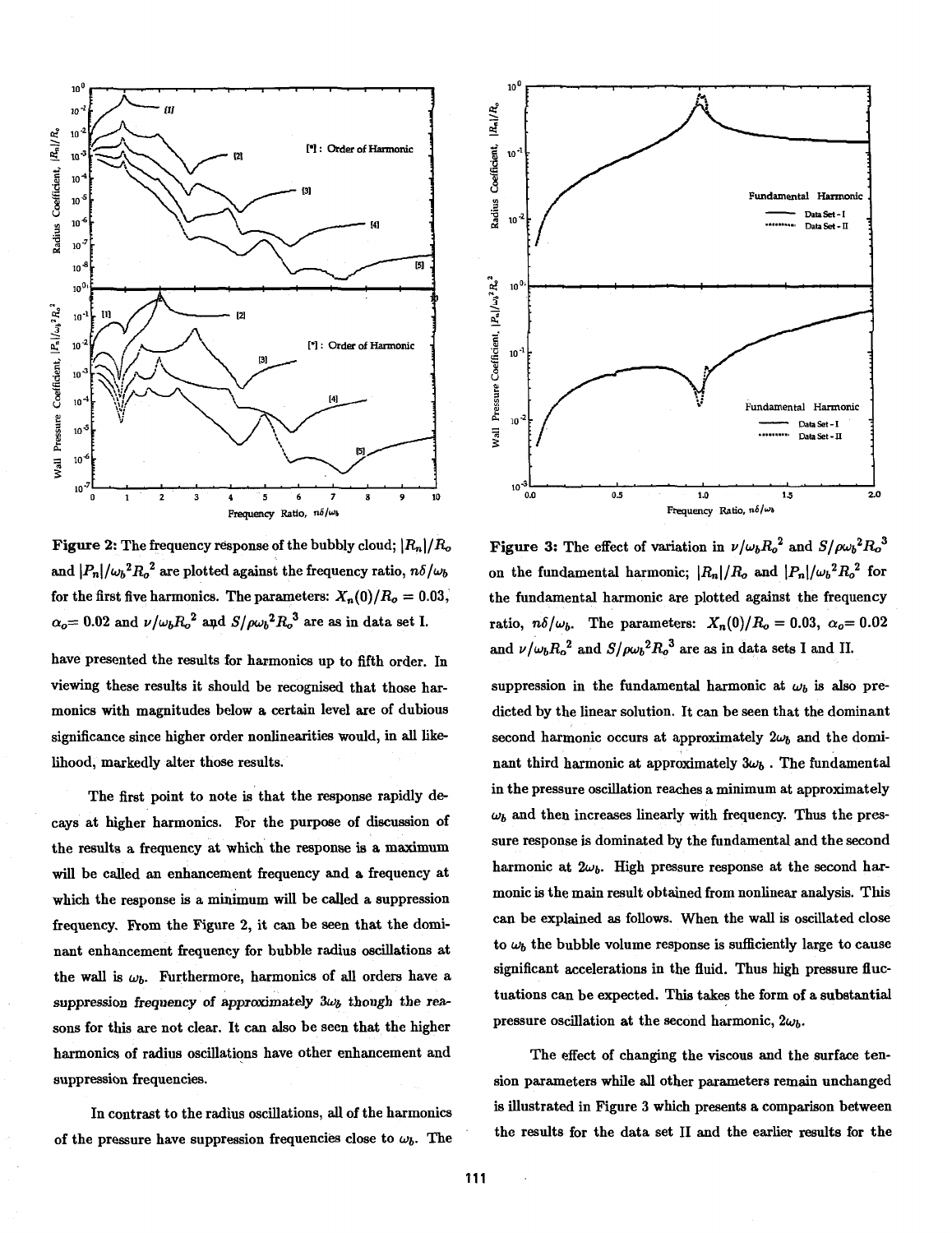**Figure 2:** The frequency response of the bubbly cloud; $|R_n|/R_o$ and $|P_n|/\omega_b{}^2R_o{}^2$ are plotted against the frequency ratio, $n\delta/\omega_b$ for the first five harmonics. The parameters: $X_n(0)/R_o = 0.03$, $\alpha_o = 0.02$ and $\nu/\omega_b R_o{}^2$ and $S/\rho\omega_b{}^2R_o{}^3$ are as in data set I.

**Figure 3:** The effect of variation in $\nu/\omega_b R_o{}^2$ and $S/\rho\omega_b{}^2R_o{}^3$ on the fundamental harmonic; $|R_n|/R_o$ and $|P_n|/\omega_b{}^2R_o{}^2$ for the fundamental harmonic are plotted against the frequency ratio, $n\delta/\omega_b$. The parameters: $X_n(0)/R_o = 0.03$, $\alpha_o = 0.02$ and $\nu/\omega_b R_o{}^2$ and $S/\rho\omega_b{}^2R_o{}^3$ are as in data sets I and II.

have presented the results for harmonics up to fifth order. In viewing these results it should be recognised that those harmonics with magnitudes below a certain level are of dubious significance since higher order nonlinearities would, in all likelihood, markedly alter those results.

The first point to note is that the response rapidly decays at higher harmonics. For the purpose of discussion of the results a frequency at which the response is a maximum will be called an enhancement frequency and a frequency at which the response is a minimum will be called a suppression frequency. From the Figure 2, it can be seen that the dominant enhancement frequency for bubble radius oscillations at the wall is $\omega_b$. Furthermore, harmonics of all orders have a suppression frequency of approximately $3\omega_b$ though the reasons for this are not clear. It can also be seen that the higher harmonics of radius oscillations have other enhancement and suppression frequencies.

In contrast to the radius oscillations, all of the harmonics of the pressure have suppression frequencies close to $\omega_b$. The suppression in the fundamental harmonic at $\omega_b$ is also predicted by the linear solution. It can be seen that the dominant second harmonic occurs at approximately $2\omega_b$ and the dominant third harmonic at approximately $3\omega_b$. The fundamental in the pressure oscillation reaches a minimum at approximately $\omega_b$ and then increases linearly with frequency. Thus the pressure response is dominated by the fundamental and the second harmonic at $2\omega_b$. High pressure response at the second harmonic is the main result obtained from nonlinear analysis. This can be explained as follows. When the wall is oscillated close to $\omega_b$ the bubble volume response is sufficiently large to cause significant accelerations in the fluid. Thus high pressure fluctuations can be expected. This takes the form of a substantial pressure oscillation at the second harmonic, $2\omega_b$.

The effect of changing the viscous and the surface tension parameters while all other parameters remain unchanged is illustrated in Figure 3 which presents a comparison between the results for the data set II and the earlier results for the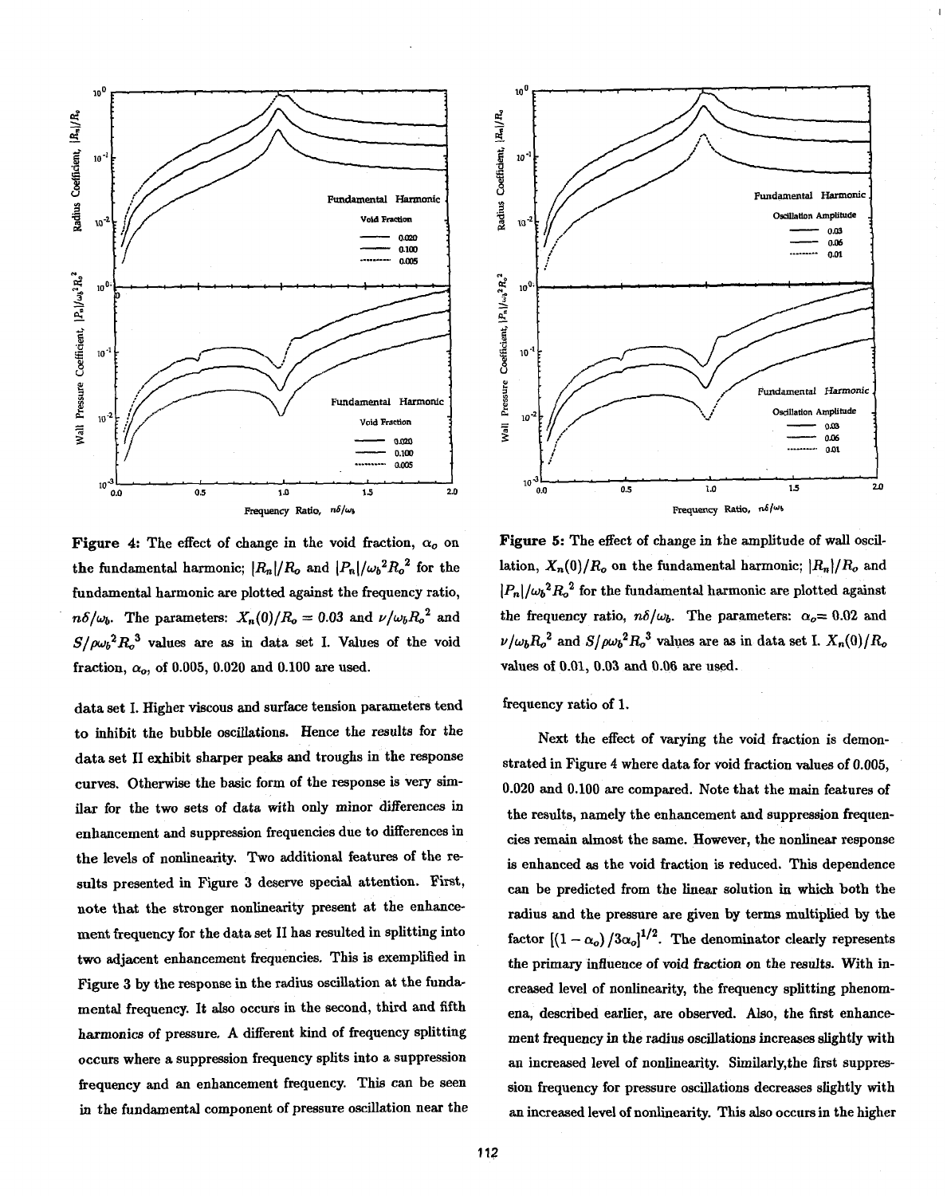**Figure 4:** The effect of change in the void fraction, $\alpha_o$ on the fundamental harmonic; $|R_n|/R_o$ and $|P_n|/\omega_b{}^2 R_o{}^2$ for the fundamental harmonic are plotted against the frequency ratio, $n\delta/\omega_b$. The parameters: $X_n(0)/R_o = 0.03$ and $\nu/\omega_b R_o{}^2$ and $S/\rho\omega_b{}^2 R_o{}^3$ values are as in data set I. Values of the void fraction, $\alpha_o$, of 0.005, 0.020 and 0.100 are used.

**Figure 5:** The effect of change in the amplitude of wall oscillation, $X_n(0)/R_o$ on the fundamental harmonic; $|R_n|/R_o$ and $|P_n|/\omega_b{}^2 R_o{}^2$ for the fundamental harmonic are plotted against the frequency ratio, $n\delta/\omega_b$. The parameters: $\alpha_o = 0.02$ and $\nu/\omega_b R_o{}^2$ and $S/\rho\omega_b{}^2 R_o{}^3$ values are as in data set I. $X_n(0)/R_o$ values of 0.01, 0.03 and 0.06 are used.

data set I. Higher viscous and surface tension parameters tend to inhibit the bubble oscillations. Hence the results for the data set II exhibit sharper peaks and troughs in the response curves. Otherwise the basic form of the response is very similar for the two sets of data with only minor differences in enhancement and suppression frequencies due to differences in the levels of nonlinearity. Two additional features of the results presented in Figure 3 deserve special attention. First, note that the stronger nonlinearity present at the enhancement frequency for the data set II has resulted in splitting into two adjacent enhancement frequencies. This is exemplified in Figure 3 by the response in the radius oscillation at the fundamental frequency. It also occurs in the second, third and fifth harmonics of pressure. A different kind of frequency splitting occurs where a suppression frequency splits into a suppression frequency and an enhancement frequency. This can be seen in the fundamental component of pressure oscillation near the frequency ratio of 1.

Next the effect of varying the void fraction is demonstrated in Figure 4 where data for void fraction values of 0.005, 0.020 and 0.100 are compared. Note that the main features of the results, namely the enhancement and suppression frequencies remain almost the same. However, the nonlinear response is enhanced as the void fraction is reduced. This dependence can be predicted from the linear solution in which both the radius and the pressure are given by terms multiplied by the factor $[(1-\alpha_o)/3\alpha_o]^{1/2}$. The denominator clearly represents the primary influence of void fraction on the results. With increased level of nonlinearity, the frequency splitting phenomena, described earlier, are observed. Also, the first enhancement frequency in the radius oscillations increases slightly with an increased level of nonlinearity. Similarly,the first suppression frequency for pressure oscillations decreases slightly with an increased level of nonlinearity. This also occurs in the higher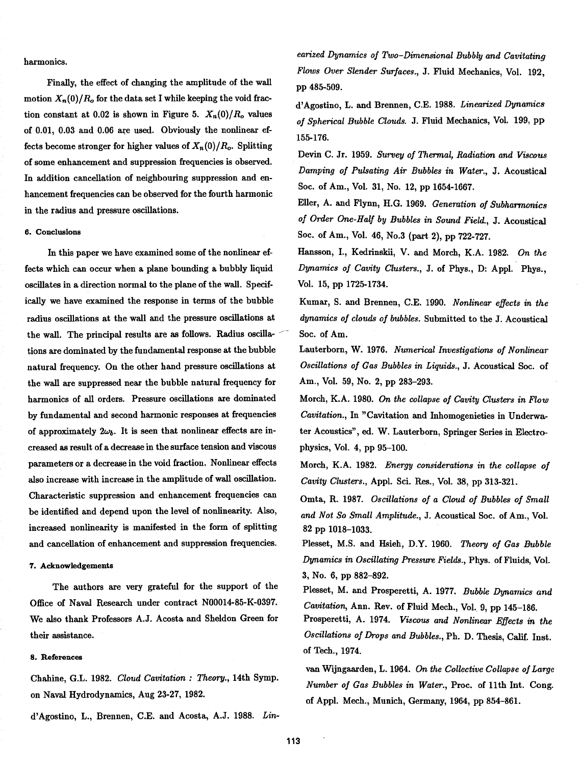harmonics.

Finally, the effect of changing the amplitude of the wall motion $X_n(0)/R_o$ for the data set I while keeping the void fraction constant at 0.02 is shown in Figure 5. $X_n(0)/R_o$ values of 0.01, 0.03 and 0.06 are used. Obviously the nonlinear effects become stronger for higher values of $X_n(0)/R_o$. Splitting of some enhancement and suppression frequencies is observed. In addition cancellation of neighbouring suppression and enhancement frequencies can be observed for the fourth harmonic in the radius and pressure oscillations.

#### 6. Conclusions

In this paper we have examined some of the nonlinear effects which can occur when a plane bounding a bubbly liquid oscillates in a direction normal to the plane of the wall. Specifically we have examined the response in terms of the bubble radius oscillations at the wall and the pressure oscillations at the wall. The principal results are as follows. Radius oscillations are dominated by the fundamental response at the bubble natural frequency. On the other hand pressure oscillations at the wall are suppressed near the bubble natural frequency for harmonics of all orders. Pressure oscillations are dominated by fundamental and second harmonic responses at frequencies of approximately $2\omega_b$. It is seen that nonlinear effects are increased as result of a decrease in the surface tension and viscous parameters or a decrease in the void fraction. Nonlinear effects also increase with increase in the amplitude of wall oscillation. Characteristic suppression and enhancement frequencies can be identified and depend upon the level of nonlinearity. Also, increased nonlinearity is manifested in the form of splitting and cancellation of enhancement and suppression frequencies.

#### 7. Acknowledgements

The authors are very grateful for the support of the Office of Naval Research under contract N00014-85-K-0397. We also thank Professors A.J. Acosta and Sheldon Green for their assistance.

#### 8. References

Chahine, G.L. 1982. *Cloud Cavitation : Theory.*, 14th Symp. on Naval Hydrodynamics, Aug 23-27, 1982.

d'Agostino, L., Brennen, C.E. and Acosta, A.J. 1988. *Linearized Dynamics of Two-Dimensional Bubbly and Cavitating Flows Over Slender Surfaces.*, J. Fluid Mechanics, Vol. 192, pp 485-509.

d'Agostino, L. and Brennen, C.E. 1988. *Linearized Dynamics of Spherical Bubble Clouds.* J. Fluid Mechanics, Vol. 199, pp 155-176.

Devin C. Jr. 1959. *Survey of Thermal, Radiation and Viscous Damping of Pulsating Air Bubbles in Water.*, J. Acoustical Soc. of Am., Vol. 31, No. 12, pp 1654-1667.

Eller, A. and Flynn, H.G. 1969. *Generation of Subharmonics of Order One-Half by Bubbles in Sound Field.*, J. Acoustical Soc. of Am., Vol. 46, No.3 (part 2), pp 722-727.

Hansson, I., Kedrinskii, V. and Morch, K.A. 1982. *On the Dynamics of Cavity Clusters.*, J. of Phys., D: Appl. Phys., Vol. 15, pp 1725-1734.

Kumar, S. and Brennen, C.E. 1990. *Nonlinear effects in the dynamics of clouds of bubbles.* Submitted to the J. Acoustical Soc. of Am.

Lauterborn, W. 1976. *Numerical Investigations of Nonlinear Oscillations of Gas Bubbles in Liquids.*, J. Acoustical Soc. of Am., Vol. 59, No. 2, pp 283-293.

Morch, K.A. 1980. *On the collapse of Cavity Clusters in Flow Cavitation.*, In "Cavitation and Inhomogenieties in Underwater Acoustics", ed. W. Lauterborn, Springer Series in Electrophysics, Vol. 4, pp 95-100.

Morch, K.A. 1982. *Energy considerations in the collapse of Cavity Clusters.*, Appl. Sci. Res., Vol. 38, pp 313-321.

Omta, R. 1987. *Oscillations of a Cloud of Bubbles of Small and Not So Small Amplitude.*, J. Acoustical Soc. of Am., Vol. 82 pp 1018-1033.

Plesset, M.S. and Hsieh, D.Y. 1960. *Theory of Gas Bubble Dynamics in Oscillating Pressure Fields.*, Phys. of Fluids, Vol. 3, No. 6, pp 882-892.

Plesset, M. and Prosperetti, A. 1977. *Bubble Dynamics and Cavitation*, Ann. Rev. of Fluid Mech., Vol. 9, pp 145-186.

Prosperetti, A. 1974. *Viscous and Nonlinear Effects in the Oscillations of Drops and Bubbles.*, Ph. D. Thesis, Calif. Inst. of Tech., 1974.

van Wijngaarden, L. 1964. *On the Collective Collapse of Large Number of Gas Bubbles in Water.*, Proc. of 11th Int. Cong. of Appl. Mech., Munich, Germany, 1964, pp 854-861.